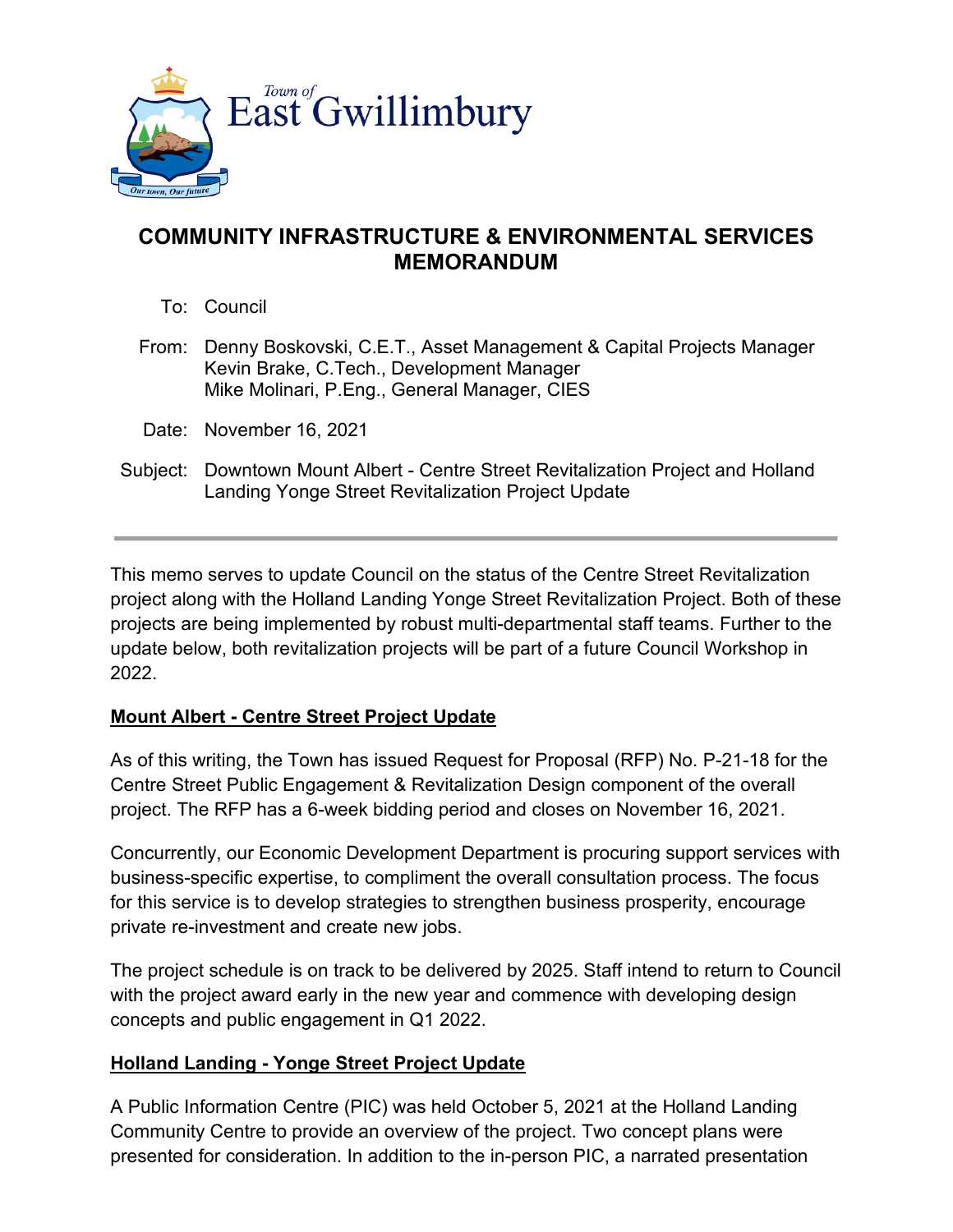Town of East Gwillimbury

Our town, Our future

# COMMUNITY INFRASTRUCTURE & ENVIRONMENTAL SERVICES MEMORANDUM

To: Council

From: Denny Boskovski, C.E.T., Asset Management & Capital Projects Manager
Kevin Brake, C.Tech., Development Manager
Mike Molinari, P.Eng., General Manager, CIES

Date: November 16, 2021

Subject: Downtown Mount Albert - Centre Street Revitalization Project and Holland Landing Yonge Street Revitalization Project Update

---

This memo serves to update Council on the status of the Centre Street Revitalization project along with the Holland Landing Yonge Street Revitalization Project. Both of these projects are being implemented by robust multi-departmental staff teams. Further to the update below, both revitalization projects will be part of a future Council Workshop in 2022.

## Mount Albert - Centre Street Project Update

As of this writing, the Town has issued Request for Proposal (RFP) No. P-21-18 for the Centre Street Public Engagement & Revitalization Design component of the overall project. The RFP has a 6-week bidding period and closes on November 16, 2021.

Concurrently, our Economic Development Department is procuring support services with business-specific expertise, to compliment the overall consultation process. The focus for this service is to develop strategies to strengthen business prosperity, encourage private re-investment and create new jobs.

The project schedule is on track to be delivered by 2025. Staff intend to return to Council with the project award early in the new year and commence with developing design concepts and public engagement in Q1 2022.

## Holland Landing - Yonge Street Project Update

A Public Information Centre (PIC) was held October 5, 2021 at the Holland Landing Community Centre to provide an overview of the project. Two concept plans were presented for consideration. In addition to the in-person PIC, a narrated presentation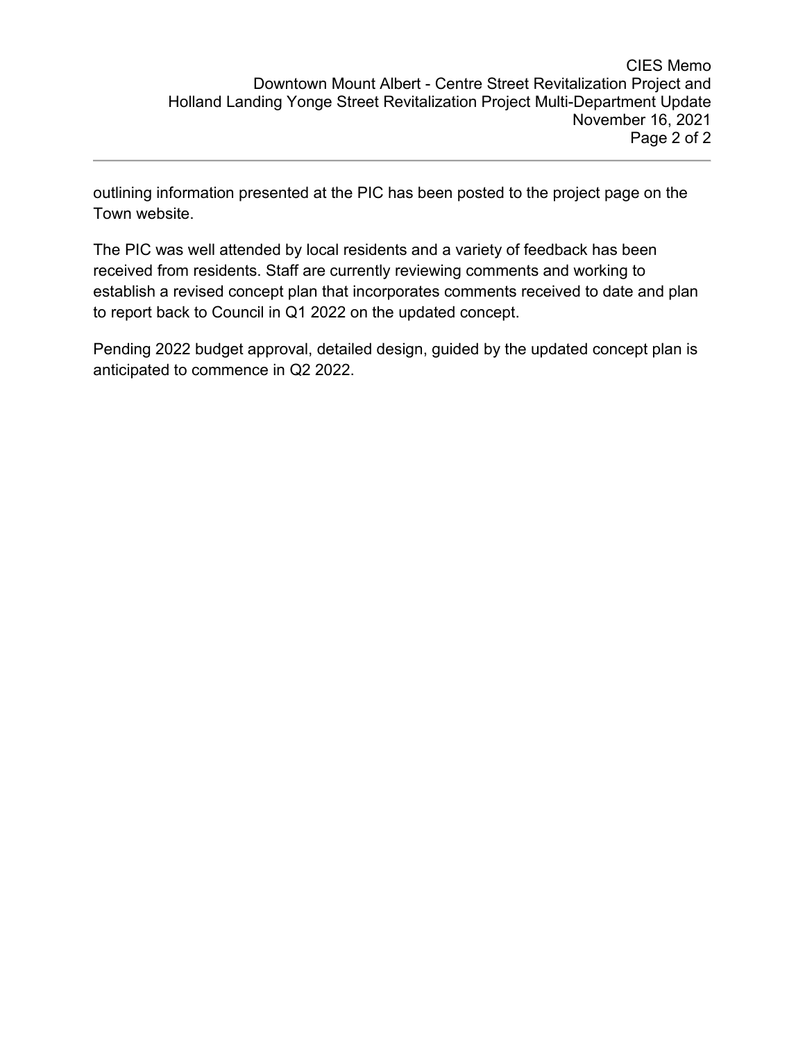outlining information presented at the PIC has been posted to the project page on the Town website.

The PIC was well attended by local residents and a variety of feedback has been received from residents. Staff are currently reviewing comments and working to establish a revised concept plan that incorporates comments received to date and plan to report back to Council in Q1 2022 on the updated concept.

Pending 2022 budget approval, detailed design, guided by the updated concept plan is anticipated to commence in Q2 2022.